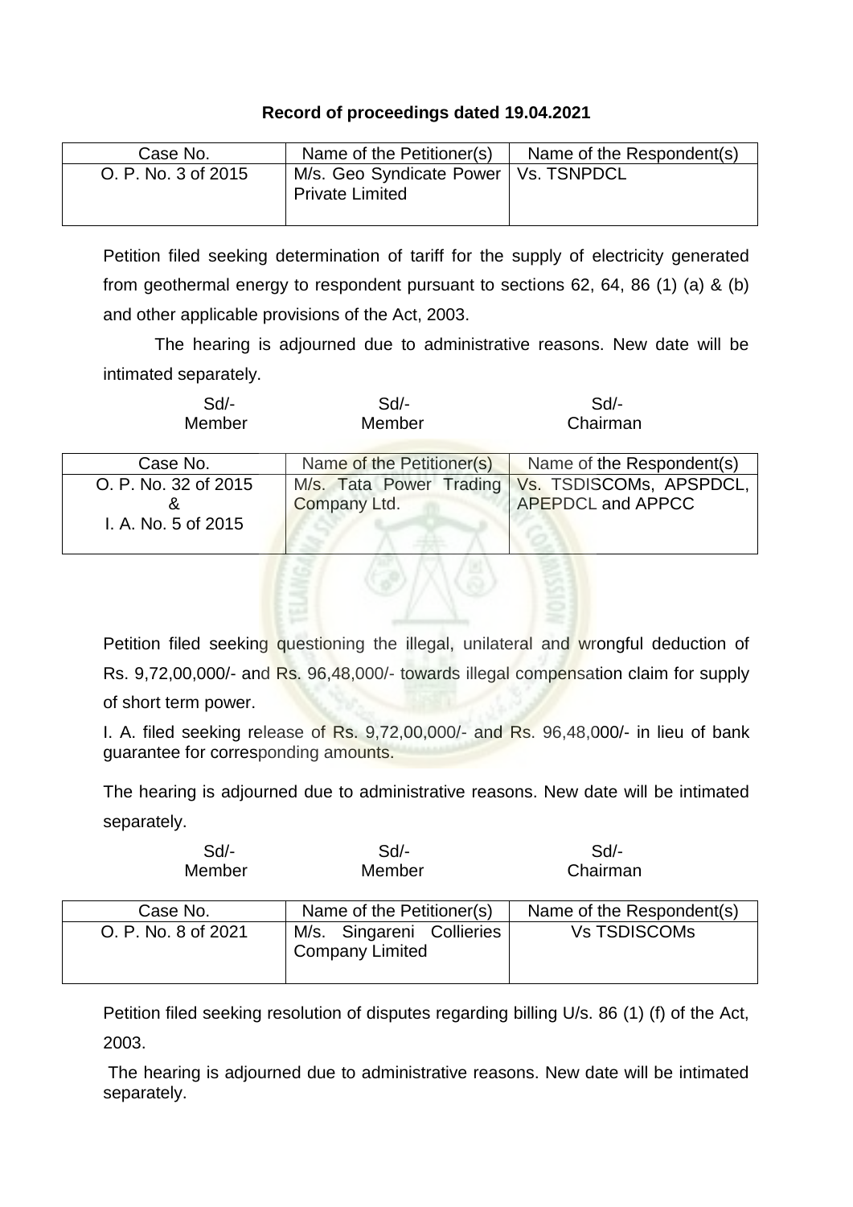**Record of proceedings dated 19.04.2021**

| Case No. | Name of the Petitioner(s) | Name of the Respondent(s) |
|---|---|---|
| O. P. No. 3 of 2015 | M/s. Geo Syndicate Power Private Limited | Vs. TSNPDCL |

Petition filed seeking determination of tariff for the supply of electricity generated from geothermal energy to respondent pursuant to sections 62, 64, 86 (1) (a) & (b) and other applicable provisions of the Act, 2003.

The hearing is adjourned due to administrative reasons. New date will be intimated separately.

| Sd/- | Sd/- | Sd/- |
|---|---|---|
| Member | Member | Chairman |

| Case No. | Name of the Petitioner(s) | Name of the Respondent(s) |
|---|---|---|
| O. P. No. 32 of 2015 & I. A. No. 5 of 2015 | M/s. Tata Power Trading Company Ltd. | Vs. TSDISCOMs, APSPDCL, APEPDCL and APPCC |

Petition filed seeking questioning the illegal, unilateral and wrongful deduction of Rs. 9,72,00,000/- and Rs. 96,48,000/- towards illegal compensation claim for supply of short term power.

I. A. filed seeking release of Rs. 9,72,00,000/- and Rs. 96,48,000/- in lieu of bank guarantee for corresponding amounts.

The hearing is adjourned due to administrative reasons. New date will be intimated separately.

| Sd/- | Sd/- | Sd/- |
|---|---|---|
| Member | Member | Chairman |

| Case No. | Name of the Petitioner(s) | Name of the Respondent(s) |
|---|---|---|
| O. P. No. 8 of 2021 | M/s. Singareni Collieries Company Limited | Vs TSDISCOMs |

Petition filed seeking resolution of disputes regarding billing U/s. 86 (1) (f) of the Act, 2003.

The hearing is adjourned due to administrative reasons. New date will be intimated separately.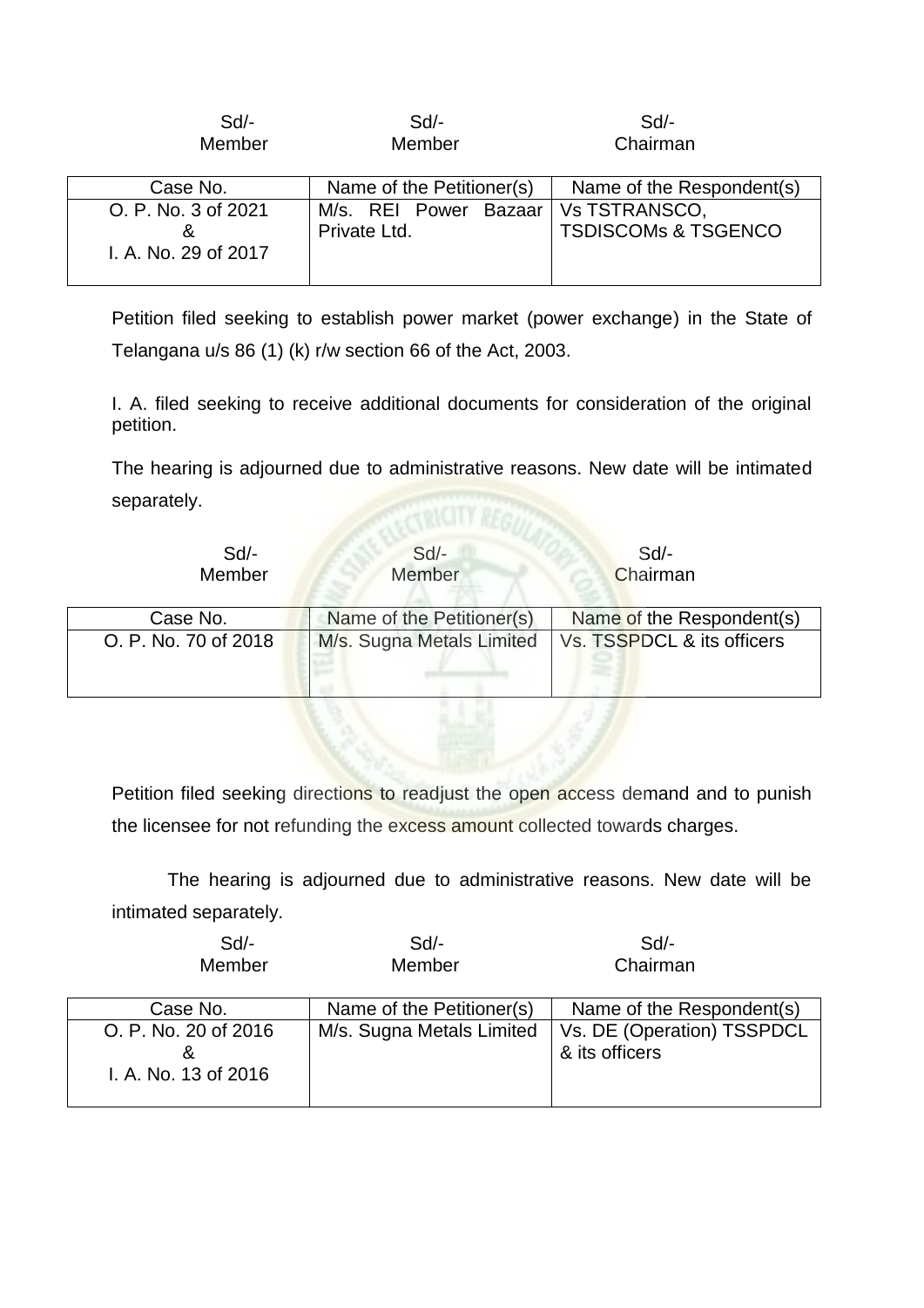| Sd/- | Sd/- | Sd/- |
|---|---|---|
| Member | Member | Chairman |

| Case No. | Name of the Petitioner(s) | Name of the Respondent(s) |
|---|---|---|
| O. P. No. 3 of 2021 & I. A. No. 29 of 2017 | M/s. REI Power Bazaar Private Ltd. | Vs TSTRANSCO, TSDISCOMs & TSGENCO |

Petition filed seeking to establish power market (power exchange) in the State of Telangana u/s 86 (1) (k) r/w section 66 of the Act, 2003.

I. A. filed seeking to receive additional documents for consideration of the original petition.

The hearing is adjourned due to administrative reasons. New date will be intimated separately.

| Sd/- | Sd/- | Sd/- |
|---|---|---|
| Member | Member | Chairman |

| Case No. | Name of the Petitioner(s) | Name of the Respondent(s) |
|---|---|---|
| O. P. No. 70 of 2018 | M/s. Sugna Metals Limited | Vs. TSSPDCL & its officers |

Petition filed seeking directions to readjust the open access demand and to punish the licensee for not refunding the excess amount collected towards charges.

The hearing is adjourned due to administrative reasons. New date will be intimated separately.

| Sd/- | Sd/- | Sd/- |
|---|---|---|
| Member | Member | Chairman |

| Case No. | Name of the Petitioner(s) | Name of the Respondent(s) |
|---|---|---|
| O. P. No. 20 of 2016 & I. A. No. 13 of 2016 | M/s. Sugna Metals Limited | Vs. DE (Operation) TSSPDCL & its officers |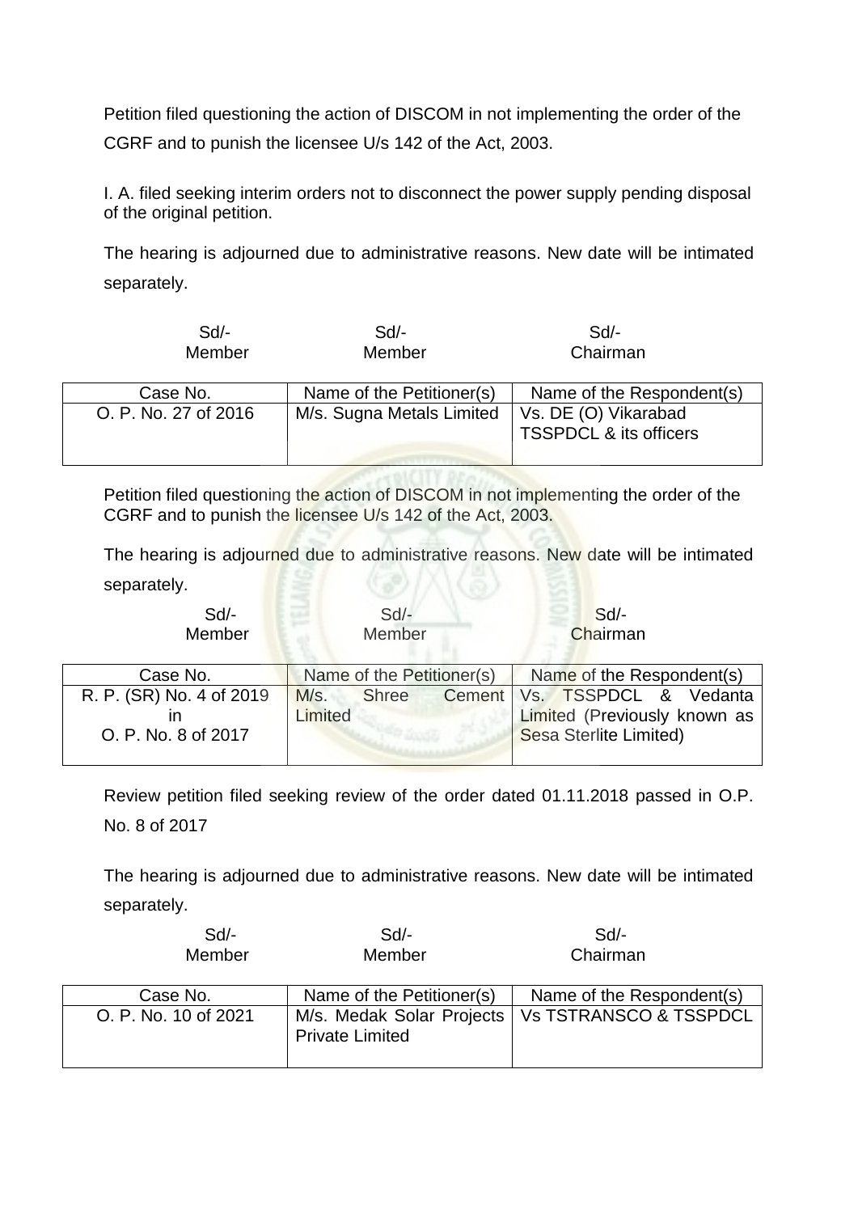Petition filed questioning the action of DISCOM in not implementing the order of the CGRF and to punish the licensee U/s 142 of the Act, 2003.

I. A. filed seeking interim orders not to disconnect the power supply pending disposal of the original petition.

The hearing is adjourned due to administrative reasons. New date will be intimated separately.

| Sd/- | Sd/- | Sd/- |
|---|---|---|
| Member | Member | Chairman |

| Case No. | Name of the Petitioner(s) | Name of the Respondent(s) |
|---|---|---|
| O. P. No. 27 of 2016 | M/s. Sugna Metals Limited | Vs. DE (O) Vikarabad TSSPDCL & its officers |

Petition filed questioning the action of DISCOM in not implementing the order of the CGRF and to punish the licensee U/s 142 of the Act, 2003.

The hearing is adjourned due to administrative reasons. New date will be intimated separately.

| Sd/- | Sd/- | Sd/- |
|---|---|---|
| Member | Member | Chairman |

| Case No. | Name of the Petitioner(s) | Name of the Respondent(s) |
|---|---|---|
| R. P. (SR) No. 4 of 2019 in O. P. No. 8 of 2017 | M/s. Shree Cement Limited | Vs. TSSPDCL & Vedanta Limited (Previously known as Sesa Sterlite Limited) |

Review petition filed seeking review of the order dated 01.11.2018 passed in O.P. No. 8 of 2017

The hearing is adjourned due to administrative reasons. New date will be intimated separately.

| Sd/- | Sd/- | Sd/- |
|---|---|---|
| Member | Member | Chairman |

| Case No. | Name of the Petitioner(s) | Name of the Respondent(s) |
|---|---|---|
| O. P. No. 10 of 2021 | M/s. Medak Solar Projects Private Limited | Vs TSTRANSCO & TSSPDCL |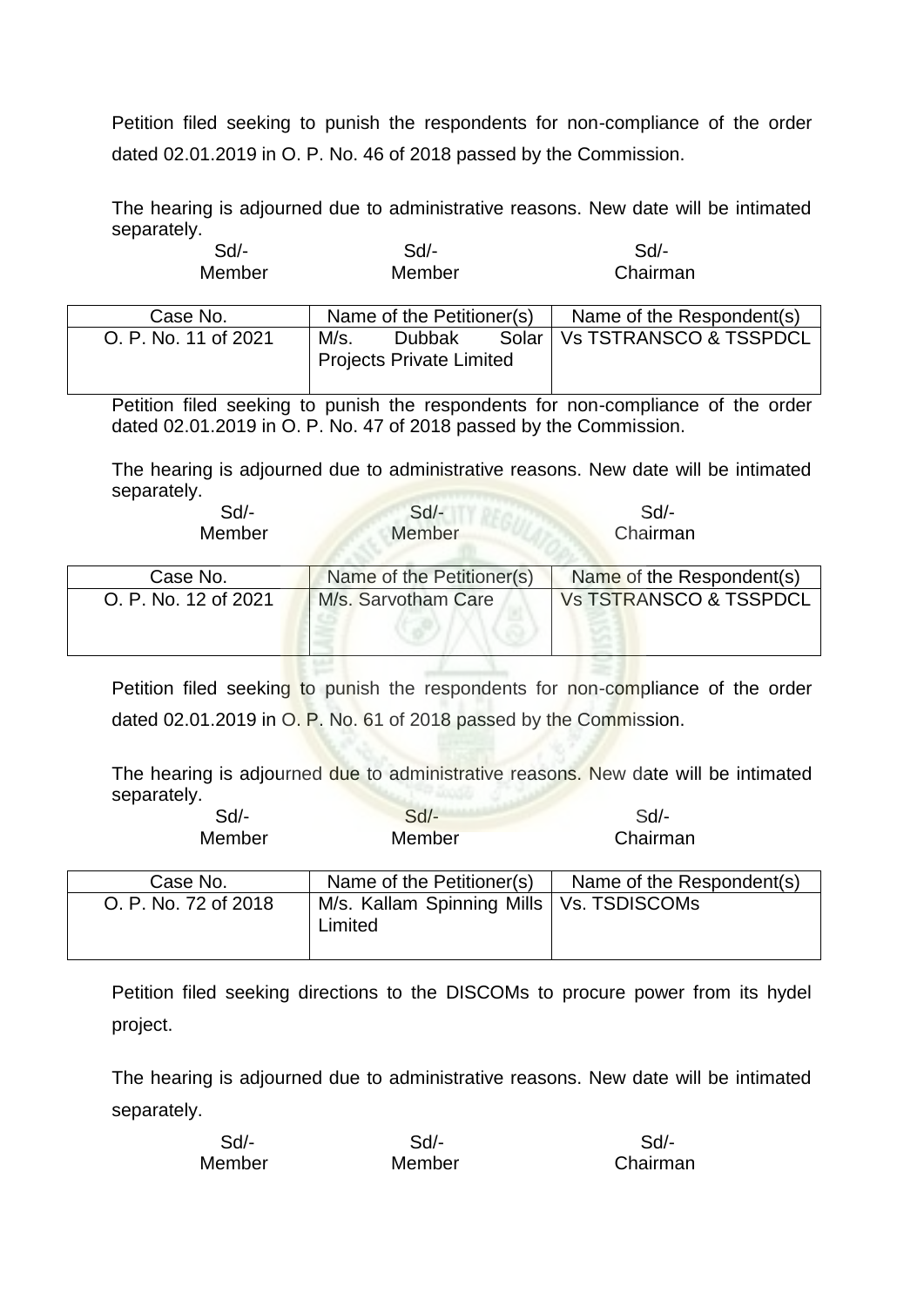Petition filed seeking to punish the respondents for non-compliance of the order dated 02.01.2019 in O. P. No. 46 of 2018 passed by the Commission.

The hearing is adjourned due to administrative reasons. New date will be intimated separately.

| Sd/- | Sd/- | Sd/- |
|---|---|---|
| Member | Member | Chairman |

| Case No. | Name of the Petitioner(s) | Name of the Respondent(s) |
|---|---|---|
| O. P. No. 11 of 2021 | M/s. Dubbak Solar Projects Private Limited | Vs TSTRANSCO & TSSPDCL |

Petition filed seeking to punish the respondents for non-compliance of the order dated 02.01.2019 in O. P. No. 47 of 2018 passed by the Commission.

The hearing is adjourned due to administrative reasons. New date will be intimated separately.

| Sd/- | Sd/- | Sd/- |
|---|---|---|
| Member | Member | Chairman |

| Case No. | Name of the Petitioner(s) | Name of the Respondent(s) |
|---|---|---|
| O. P. No. 12 of 2021 | M/s. Sarvotham Care | Vs TSTRANSCO & TSSPDCL |

Petition filed seeking to punish the respondents for non-compliance of the order dated 02.01.2019 in O. P. No. 61 of 2018 passed by the Commission.

The hearing is adjourned due to administrative reasons. New date will be intimated separately.

| Sd/- | Sd/- | Sd/- |
|---|---|---|
| Member | Member | Chairman |

| Case No. | Name of the Petitioner(s) | Name of the Respondent(s) |
|---|---|---|
| O. P. No. 72 of 2018 | M/s. Kallam Spinning Mills Limited | Vs. TSDISCOMs |

Petition filed seeking directions to the DISCOMs to procure power from its hydel project.

The hearing is adjourned due to administrative reasons. New date will be intimated separately.

| Sd/- | Sd/- | Sd/- |
|---|---|---|
| Member | Member | Chairman |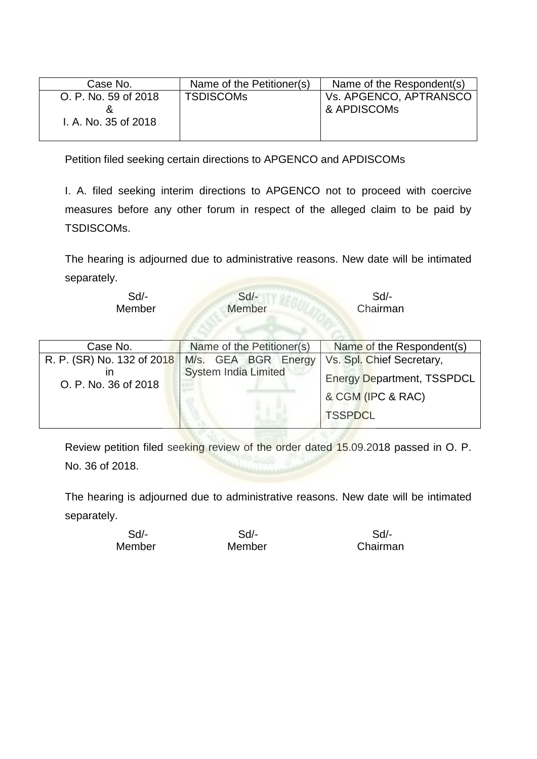| Case No. | Name of the Petitioner(s) | Name of the Respondent(s) |
|---|---|---|
| O. P. No. 59 of 2018 & I. A. No. 35 of 2018 | TSDISCOMs | Vs. APGENCO, APTRANSCO & APDISCOMs |

Petition filed seeking certain directions to APGENCO and APDISCOMs

I. A. filed seeking interim directions to APGENCO not to proceed with coercive measures before any other forum in respect of the alleged claim to be paid by TSDISCOMs.

The hearing is adjourned due to administrative reasons. New date will be intimated separately.

| Sd/- | Sd/- | Sd/- |
|---|---|---|
| Member | Member | Chairman |

| Case No. | Name of the Petitioner(s) | Name of the Respondent(s) |
|---|---|---|
| R. P. (SR) No. 132 of 2018 in O. P. No. 36 of 2018 | M/s. GEA BGR Energy System India Limited | Vs. Spl. Chief Secretary, Energy Department, TSSPDCL & CGM (IPC & RAC) TSSPDCL |

Review petition filed seeking review of the order dated 15.09.2018 passed in O. P. No. 36 of 2018.

The hearing is adjourned due to administrative reasons. New date will be intimated separately.

| Sd/- | Sd/- | Sd/- |
|---|---|---|
| Member | Member | Chairman |